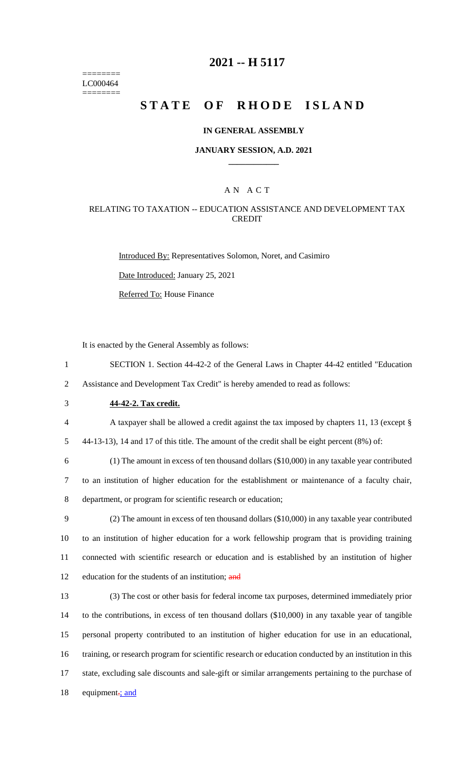========
LC000464
========

# 2021 -- H 5117

# STATE OF RHODE ISLAND

**IN GENERAL ASSEMBLY**

**JANUARY SESSION, A.D. 2021**

A N A C T

RELATING TO TAXATION -- EDUCATION ASSISTANCE AND DEVELOPMENT TAX CREDIT

Introduced By: Representatives Solomon, Noret, and Casimiro

Date Introduced: January 25, 2021

Referred To: House Finance

It is enacted by the General Assembly as follows:

1 SECTION 1. Section 44-42-2 of the General Laws in Chapter 44-42 entitled "Education
2 Assistance and Development Tax Credit" is hereby amended to read as follows:

3 **44-42-2. Tax credit.**

4 A taxpayer shall be allowed a credit against the tax imposed by chapters 11, 13 (except §
5 44-13-13), 14 and 17 of this title. The amount of the credit shall be eight percent (8%) of:

6 (1) The amount in excess of ten thousand dollars ($10,000) in any taxable year contributed
7 to an institution of higher education for the establishment or maintenance of a faculty chair,
8 department, or program for scientific research or education;

9 (2) The amount in excess of ten thousand dollars ($10,000) in any taxable year contributed
10 to an institution of higher education for a work fellowship program that is providing training
11 connected with scientific research or education and is established by an institution of higher
12 education for the students of an institution; ~~and~~

13 (3) The cost or other basis for federal income tax purposes, determined immediately prior
14 to the contributions, in excess of ten thousand dollars ($10,000) in any taxable year of tangible
15 personal property contributed to an institution of higher education for use in an educational,
16 training, or research program for scientific research or education conducted by an institution in this
17 state, excluding sale discounts and sale-gift or similar arrangements pertaining to the purchase of
18 equipment~~.~~; and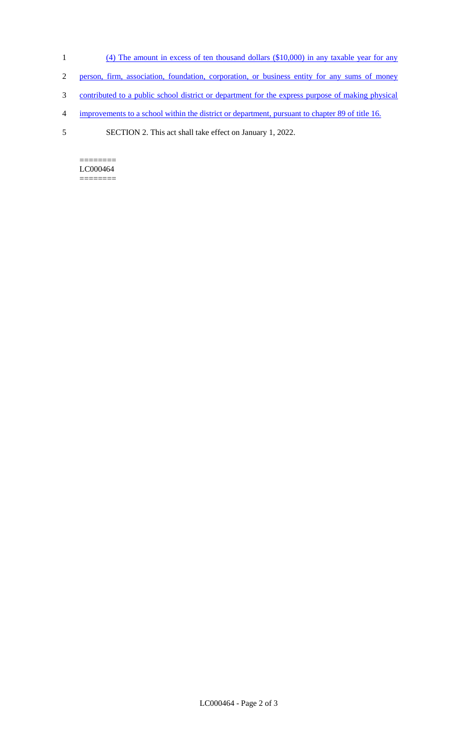(4) The amount in excess of ten thousand dollars ($10,000) in any taxable year for any person, firm, association, foundation, corporation, or business entity for any sums of money contributed to a public school district or department for the express purpose of making physical improvements to a school within the district or department, pursuant to chapter 89 of title 16.

SECTION 2. This act shall take effect on January 1, 2022.

========
LC000464
========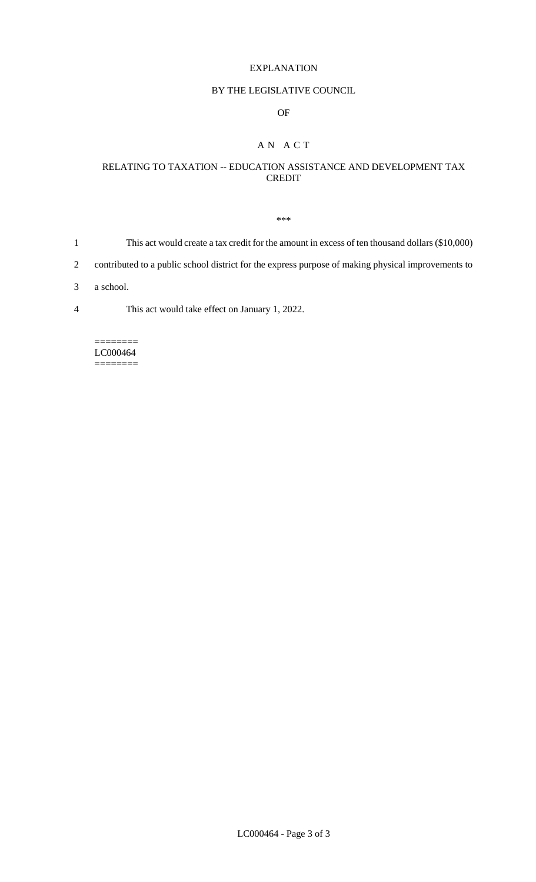EXPLANATION

BY THE LEGISLATIVE COUNCIL

OF

A N A C T

RELATING TO TAXATION -- EDUCATION ASSISTANCE AND DEVELOPMENT TAX CREDIT

\*\*\*

1 This act would create a tax credit for the amount in excess of ten thousand dollars ($10,000)

2 contributed to a public school district for the express purpose of making physical improvements to

3 a school.

4 This act would take effect on January 1, 2022.

========
LC000464
========